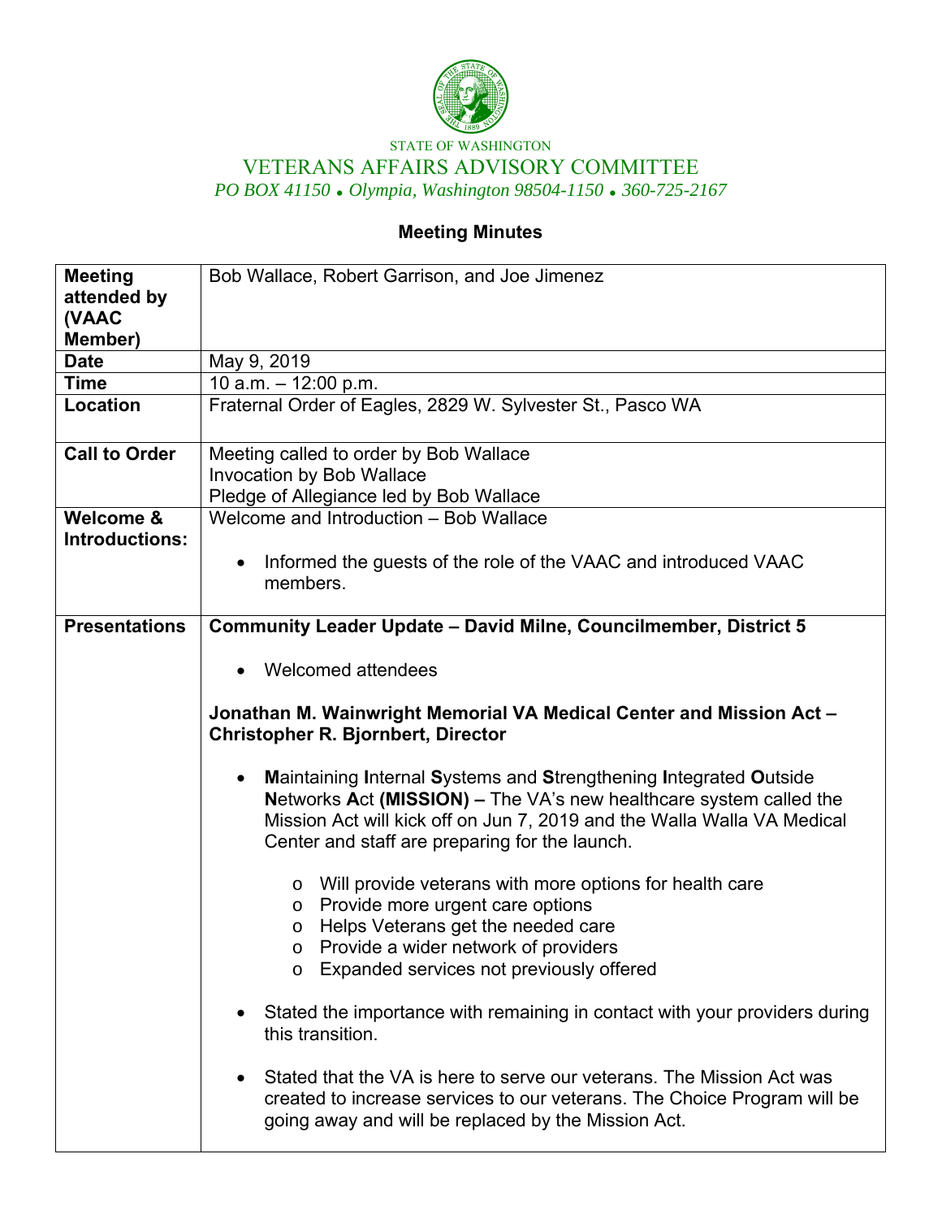STATE OF WASHINGTON

VETERANS AFFAIRS ADVISORY COMMITTEE

*PO BOX 41150 • Olympia, Washington 98504-1150 • 360-725-2167*

## Meeting Minutes

| | |
|---|---|
| **Meeting attended by (VAAC Member)** | Bob Wallace, Robert Garrison, and Joe Jimenez |
| **Date** | May 9, 2019 |
| **Time** | 10 a.m. – 12:00 p.m. |
| **Location** | Fraternal Order of Eagles, 2829 W. Sylvester St., Pasco WA |
| **Call to Order** | Meeting called to order by Bob Wallace<br>Invocation by Bob Wallace<br>Pledge of Allegiance led by Bob Wallace |
| **Welcome & Introductions:** | Welcome and Introduction – Bob Wallace<br><br>• Informed the guests of the role of the VAAC and introduced VAAC members. |
| **Presentations** | **Community Leader Update – David Milne, Councilmember, District 5**<br><br>• Welcomed attendees<br><br>**Jonathan M. Wainwright Memorial VA Medical Center and Mission Act – Christopher R. Bjornbert, Director**<br><br>• **M**aintaining **I**nternal **S**ystems and **S**trengthening **I**ntegrated **O**utside **N**etworks **A**ct **(MISSION) –** The VA's new healthcare system called the Mission Act will kick off on Jun 7, 2019 and the Walla Walla VA Medical Center and staff are preparing for the launch.<br>  o Will provide veterans with more options for health care<br>  o Provide more urgent care options<br>  o Helps Veterans get the needed care<br>  o Provide a wider network of providers<br>  o Expanded services not previously offered<br><br>• Stated the importance with remaining in contact with your providers during this transition.<br><br>• Stated that the VA is here to serve our veterans. The Mission Act was created to increase services to our veterans. The Choice Program will be going away and will be replaced by the Mission Act. |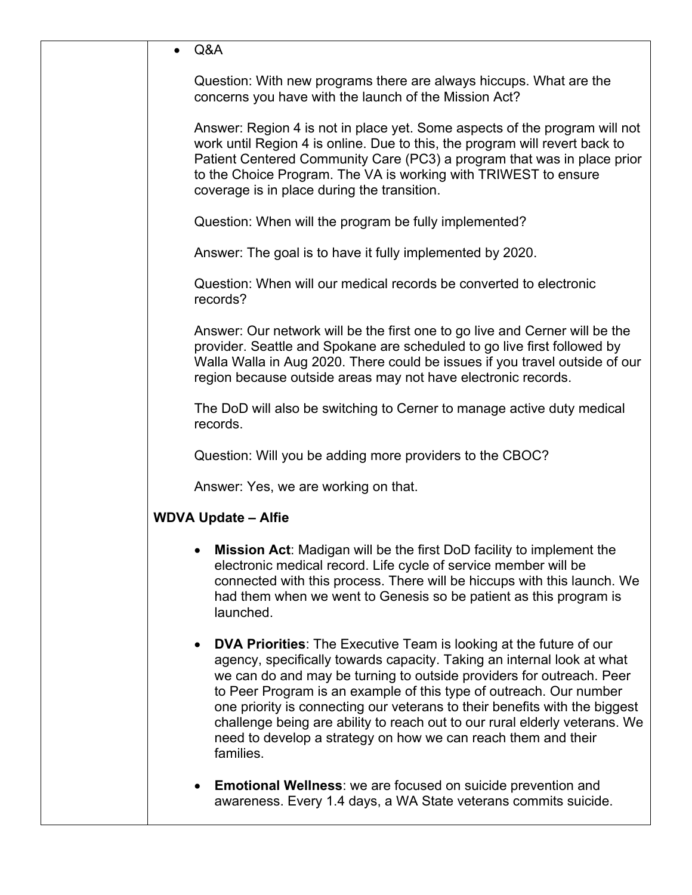- Q&A

  Question: With new programs there are always hiccups. What are the concerns you have with the launch of the Mission Act?

  Answer: Region 4 is not in place yet. Some aspects of the program will not work until Region 4 is online. Due to this, the program will revert back to Patient Centered Community Care (PC3) a program that was in place prior to the Choice Program. The VA is working with TRIWEST to ensure coverage is in place during the transition.

  Question: When will the program be fully implemented?

  Answer: The goal is to have it fully implemented by 2020.

  Question: When will our medical records be converted to electronic records?

  Answer: Our network will be the first one to go live and Cerner will be the provider. Seattle and Spokane are scheduled to go live first followed by Walla Walla in Aug 2020. There could be issues if you travel outside of our region because outside areas may not have electronic records.

  The DoD will also be switching to Cerner to manage active duty medical records.

  Question: Will you be adding more providers to the CBOC?

  Answer: Yes, we are working on that.

**WDVA Update – Alfie**

- **Mission Act**: Madigan will be the first DoD facility to implement the electronic medical record. Life cycle of service member will be connected with this process. There will be hiccups with this launch. We had them when we went to Genesis so be patient as this program is launched.

- **DVA Priorities**: The Executive Team is looking at the future of our agency, specifically towards capacity. Taking an internal look at what we can do and may be turning to outside providers for outreach. Peer to Peer Program is an example of this type of outreach. Our number one priority is connecting our veterans to their benefits with the biggest challenge being are ability to reach out to our rural elderly veterans. We need to develop a strategy on how we can reach them and their families.

- **Emotional Wellness**: we are focused on suicide prevention and awareness. Every 1.4 days, a WA State veterans commits suicide.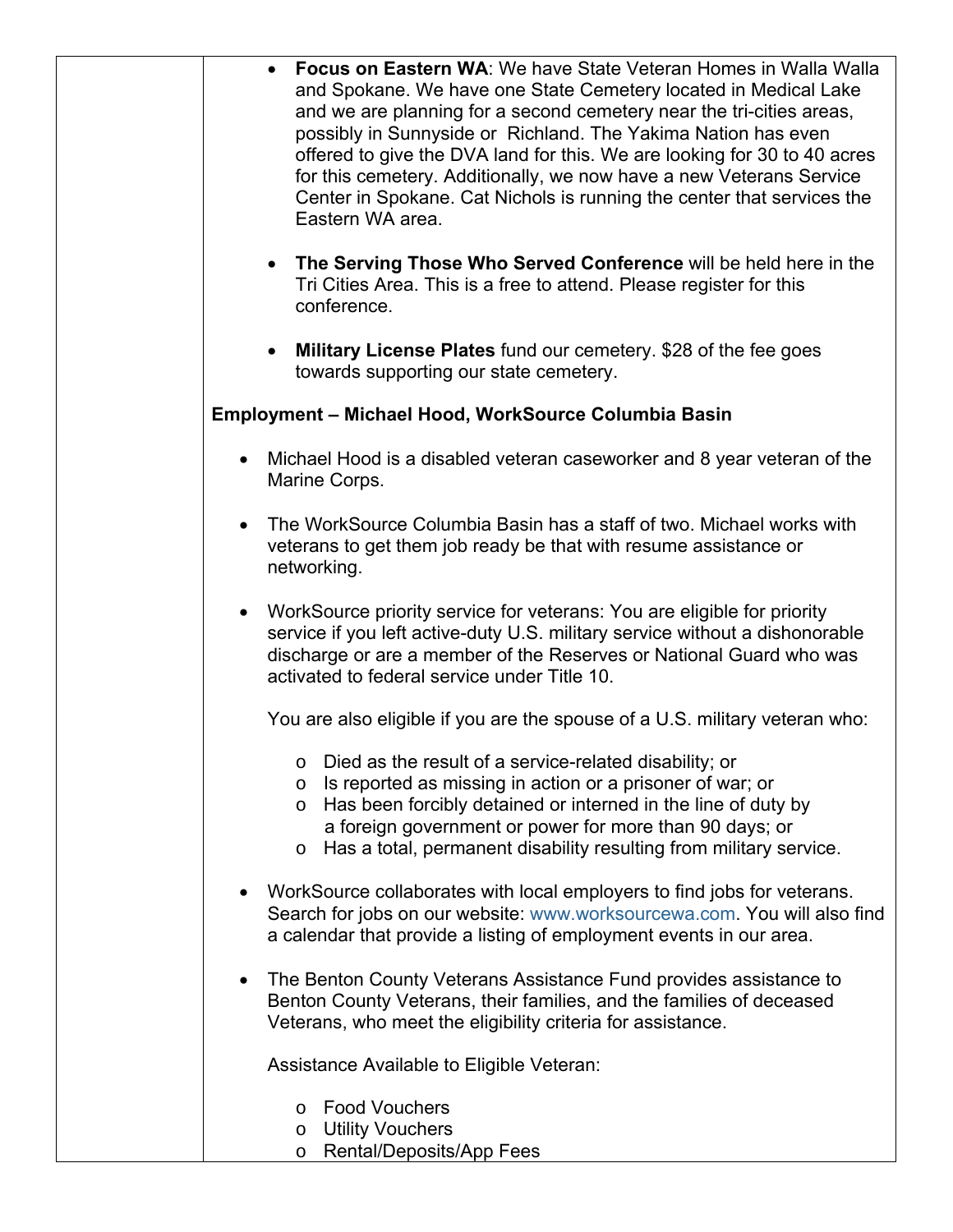- **Focus on Eastern WA**: We have State Veteran Homes in Walla Walla and Spokane. We have one State Cemetery located in Medical Lake and we are planning for a second cemetery near the tri-cities areas, possibly in Sunnyside or Richland. The Yakima Nation has even offered to give the DVA land for this. We are looking for 30 to 40 acres for this cemetery. Additionally, we now have a new Veterans Service Center in Spokane. Cat Nichols is running the center that services the Eastern WA area.

- **The Serving Those Who Served Conference** will be held here in the Tri Cities Area. This is a free to attend. Please register for this conference.

- **Military License Plates** fund our cemetery. $28 of the fee goes towards supporting our state cemetery.

**Employment – Michael Hood, WorkSource Columbia Basin**

- Michael Hood is a disabled veteran caseworker and 8 year veteran of the Marine Corps.

- The WorkSource Columbia Basin has a staff of two. Michael works with veterans to get them job ready be that with resume assistance or networking.

- WorkSource priority service for veterans: You are eligible for priority service if you left active-duty U.S. military service without a dishonorable discharge or are a member of the Reserves or National Guard who was activated to federal service under Title 10.

  You are also eligible if you are the spouse of a U.S. military veteran who:

  - Died as the result of a service-related disability; or
  - Is reported as missing in action or a prisoner of war; or
  - Has been forcibly detained or interned in the line of duty by a foreign government or power for more than 90 days; or
  - Has a total, permanent disability resulting from military service.

- WorkSource collaborates with local employers to find jobs for veterans. Search for jobs on our website: www.worksourcewa.com. You will also find a calendar that provide a listing of employment events in our area.

- The Benton County Veterans Assistance Fund provides assistance to Benton County Veterans, their families, and the families of deceased Veterans, who meet the eligibility criteria for assistance.

  Assistance Available to Eligible Veteran:

  - Food Vouchers
  - Utility Vouchers
  - Rental/Deposits/App Fees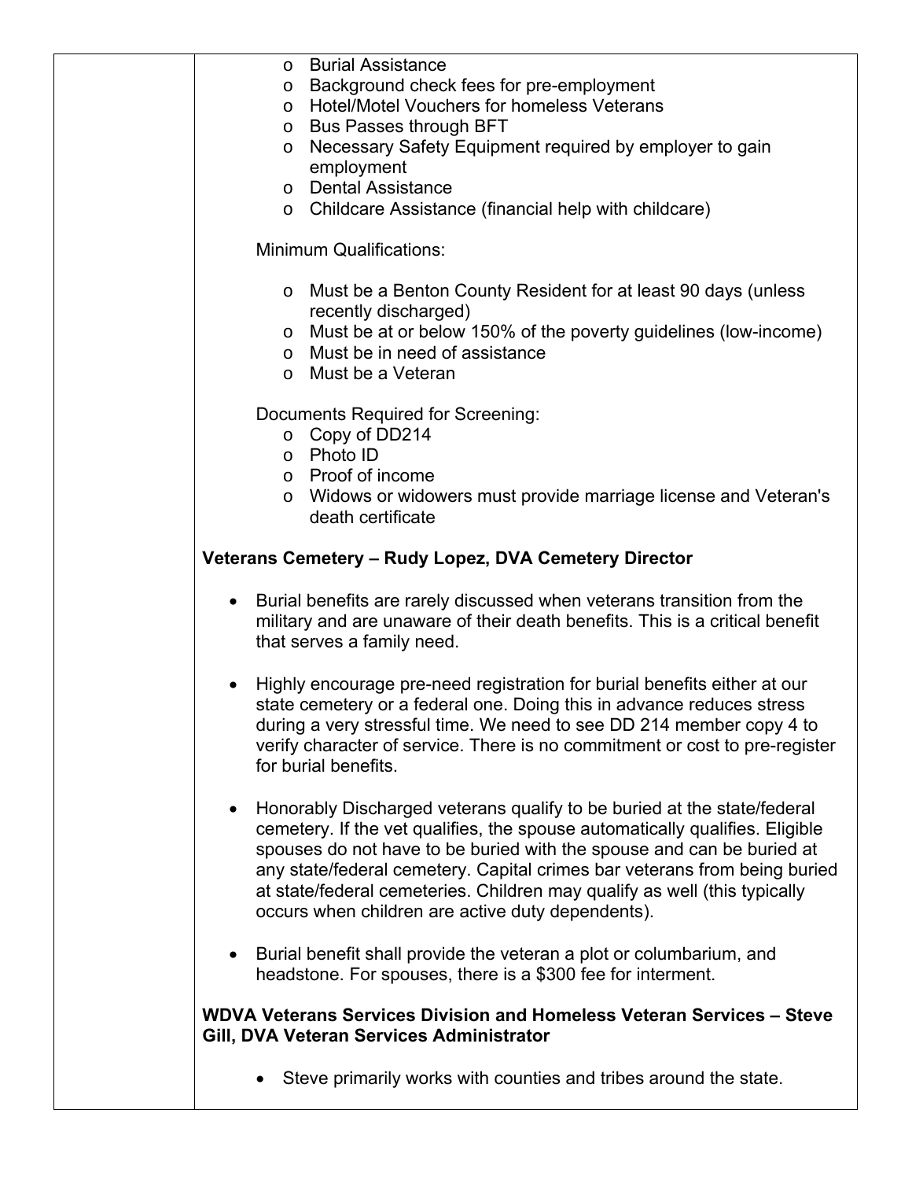- Burial Assistance
- Background check fees for pre-employment
- Hotel/Motel Vouchers for homeless Veterans
- Bus Passes through BFT
- Necessary Safety Equipment required by employer to gain employment
- Dental Assistance
- Childcare Assistance (financial help with childcare)

Minimum Qualifications:

- Must be a Benton County Resident for at least 90 days (unless recently discharged)
- Must be at or below 150% of the poverty guidelines (low-income)
- Must be in need of assistance
- Must be a Veteran

Documents Required for Screening:

- Copy of DD214
- Photo ID
- Proof of income
- Widows or widowers must provide marriage license and Veteran's death certificate

**Veterans Cemetery – Rudy Lopez, DVA Cemetery Director**

- Burial benefits are rarely discussed when veterans transition from the military and are unaware of their death benefits. This is a critical benefit that serves a family need.

- Highly encourage pre-need registration for burial benefits either at our state cemetery or a federal one. Doing this in advance reduces stress during a very stressful time. We need to see DD 214 member copy 4 to verify character of service. There is no commitment or cost to pre-register for burial benefits.

- Honorably Discharged veterans qualify to be buried at the state/federal cemetery. If the vet qualifies, the spouse automatically qualifies. Eligible spouses do not have to be buried with the spouse and can be buried at any state/federal cemetery. Capital crimes bar veterans from being buried at state/federal cemeteries. Children may qualify as well (this typically occurs when children are active duty dependents).

- Burial benefit shall provide the veteran a plot or columbarium, and headstone. For spouses, there is a $300 fee for interment.

**WDVA Veterans Services Division and Homeless Veteran Services – Steve Gill, DVA Veteran Services Administrator**

- Steve primarily works with counties and tribes around the state.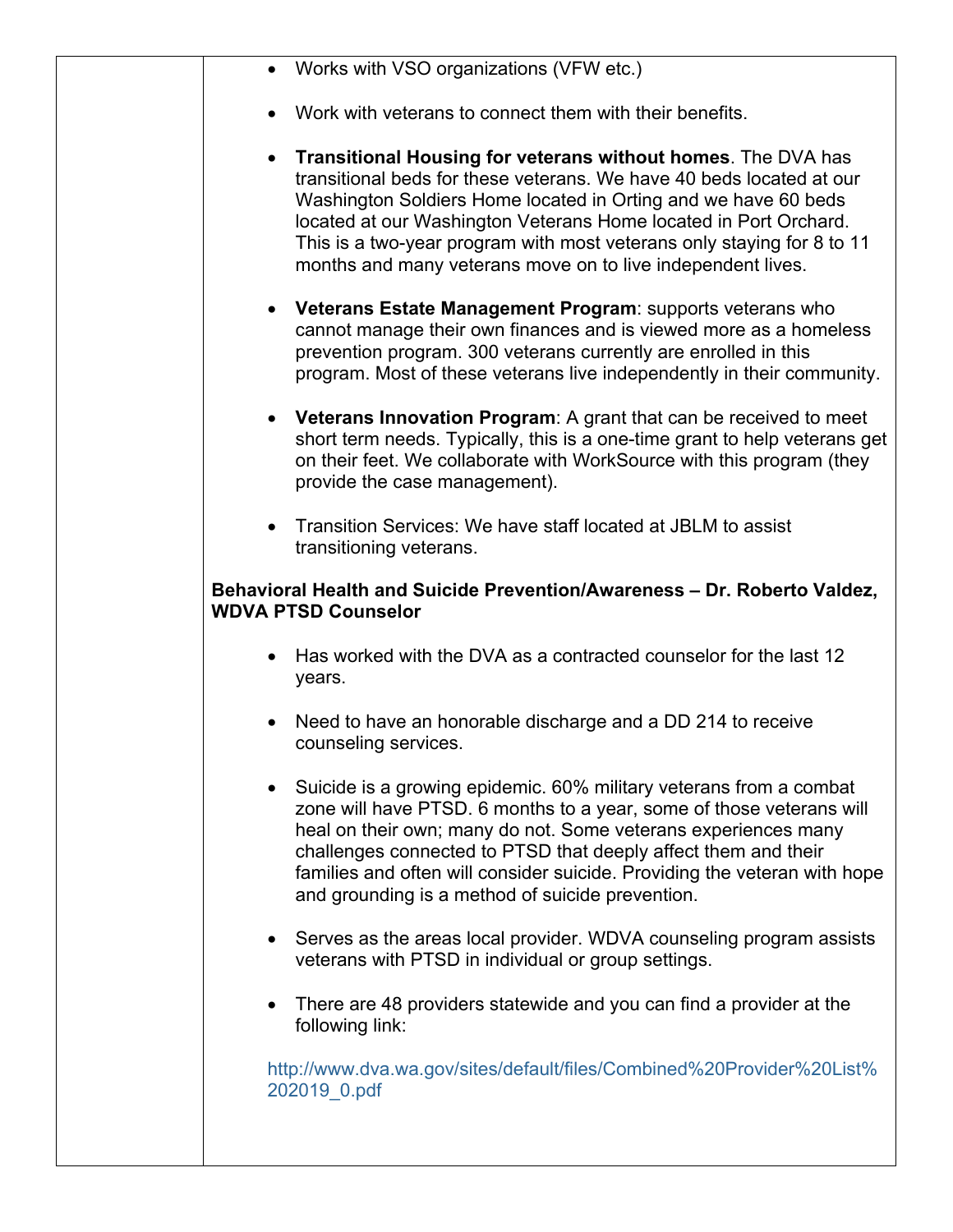- Works with VSO organizations (VFW etc.)
- Work with veterans to connect them with their benefits.
- **Transitional Housing for veterans without homes**. The DVA has transitional beds for these veterans. We have 40 beds located at our Washington Soldiers Home located in Orting and we have 60 beds located at our Washington Veterans Home located in Port Orchard. This is a two-year program with most veterans only staying for 8 to 11 months and many veterans move on to live independent lives.
- **Veterans Estate Management Program**: supports veterans who cannot manage their own finances and is viewed more as a homeless prevention program. 300 veterans currently are enrolled in this program. Most of these veterans live independently in their community.
- **Veterans Innovation Program**: A grant that can be received to meet short term needs. Typically, this is a one-time grant to help veterans get on their feet. We collaborate with WorkSource with this program (they provide the case management).
- Transition Services: We have staff located at JBLM to assist transitioning veterans.

**Behavioral Health and Suicide Prevention/Awareness – Dr. Roberto Valdez, WDVA PTSD Counselor**

- Has worked with the DVA as a contracted counselor for the last 12 years.
- Need to have an honorable discharge and a DD 214 to receive counseling services.
- Suicide is a growing epidemic. 60% military veterans from a combat zone will have PTSD. 6 months to a year, some of those veterans will heal on their own; many do not. Some veterans experiences many challenges connected to PTSD that deeply affect them and their families and often will consider suicide. Providing the veteran with hope and grounding is a method of suicide prevention.
- Serves as the areas local provider. WDVA counseling program assists veterans with PTSD in individual or group settings.
- There are 48 providers statewide and you can find a provider at the following link:

http://www.dva.wa.gov/sites/default/files/Combined%20Provider%20List%202019_0.pdf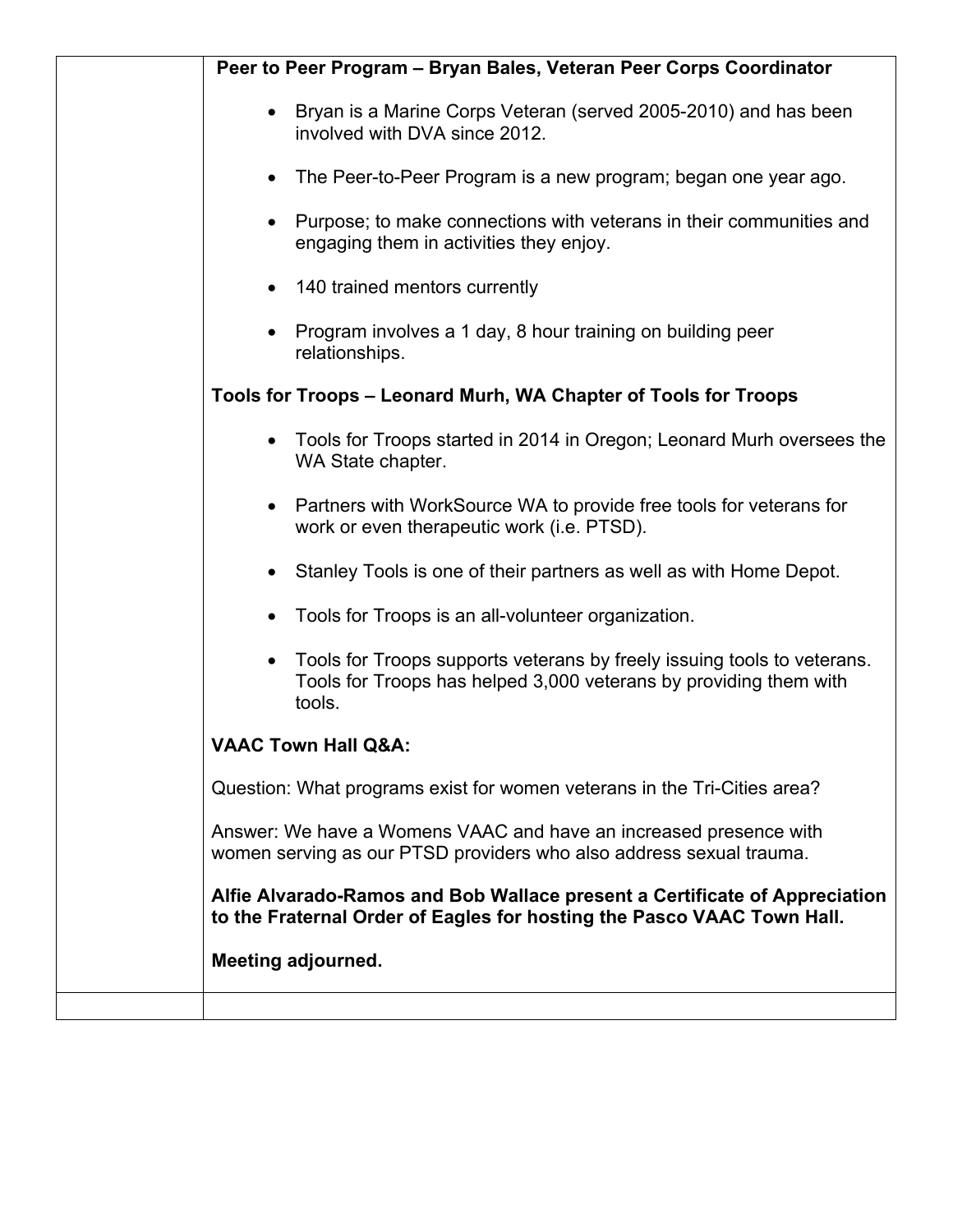**Peer to Peer Program – Bryan Bales, Veteran Peer Corps Coordinator**

- Bryan is a Marine Corps Veteran (served 2005-2010) and has been involved with DVA since 2012.
- The Peer-to-Peer Program is a new program; began one year ago.
- Purpose; to make connections with veterans in their communities and engaging them in activities they enjoy.
- 140 trained mentors currently
- Program involves a 1 day, 8 hour training on building peer relationships.

**Tools for Troops – Leonard Murh, WA Chapter of Tools for Troops**

- Tools for Troops started in 2014 in Oregon; Leonard Murh oversees the WA State chapter.
- Partners with WorkSource WA to provide free tools for veterans for work or even therapeutic work (i.e. PTSD).
- Stanley Tools is one of their partners as well as with Home Depot.
- Tools for Troops is an all-volunteer organization.
- Tools for Troops supports veterans by freely issuing tools to veterans. Tools for Troops has helped 3,000 veterans by providing them with tools.

**VAAC Town Hall Q&A:**

Question: What programs exist for women veterans in the Tri-Cities area?

Answer: We have a Womens VAAC and have an increased presence with women serving as our PTSD providers who also address sexual trauma.

**Alfie Alvarado-Ramos and Bob Wallace present a Certificate of Appreciation to the Fraternal Order of Eagles for hosting the Pasco VAAC Town Hall.**

**Meeting adjourned.**